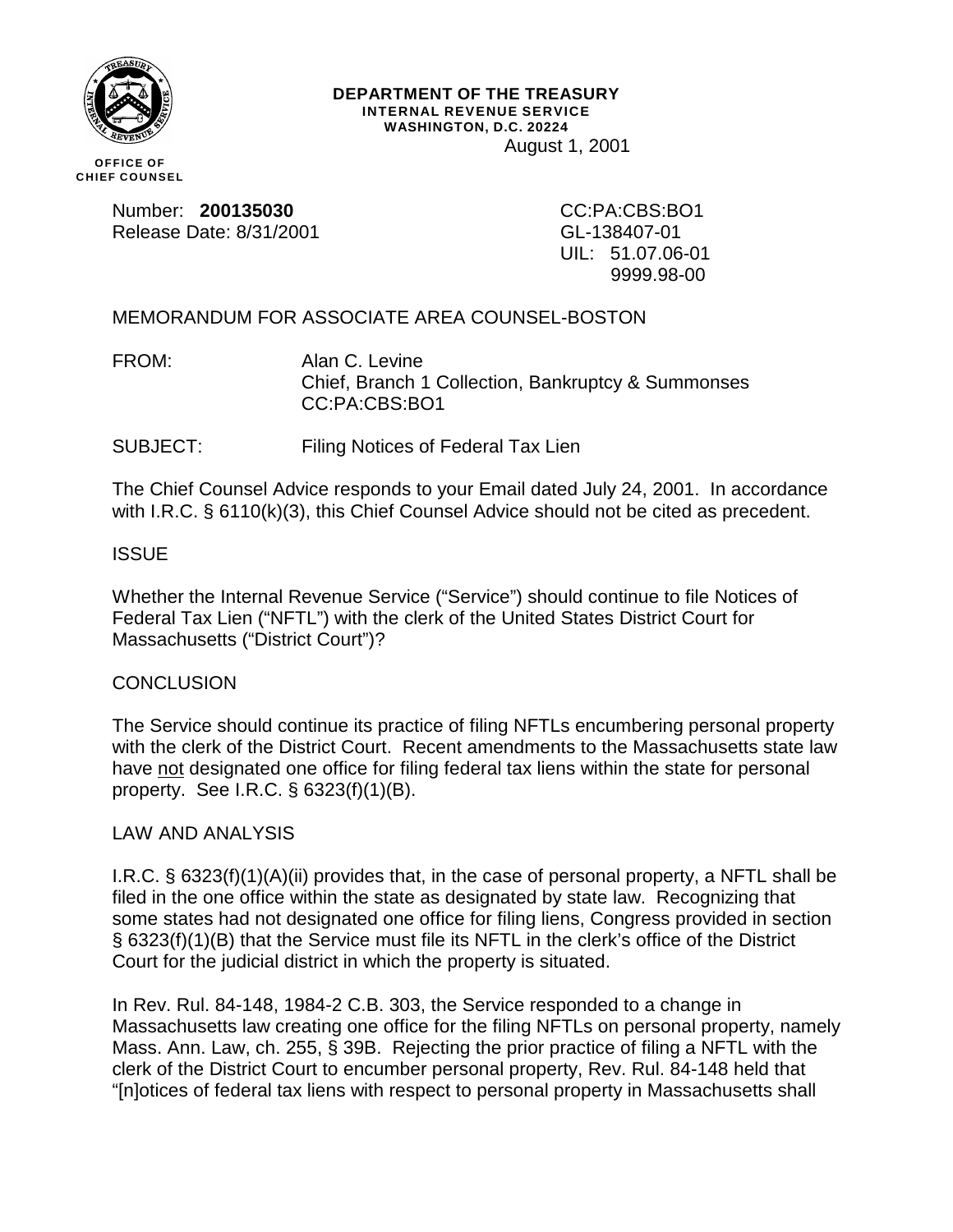**DEPARTMENT OF THE TREASURY**
**INTERNAL REVENUE SERVICE**
**WASHINGTON, D.C. 20224**

August 1, 2001

**OFFICE OF CHIEF COUNSEL**

Number: **200135030**
Release Date: 8/31/2001

CC:PA:CBS:BO1
GL-138407-01
UIL: 51.07.06-01
9999.98-00

MEMORANDUM FOR ASSOCIATE AREA COUNSEL-BOSTON

FROM: Alan C. Levine
Chief, Branch 1 Collection, Bankruptcy & Summonses
CC:PA:CBS:BO1

SUBJECT: Filing Notices of Federal Tax Lien

The Chief Counsel Advice responds to your Email dated July 24, 2001. In accordance with I.R.C. § 6110(k)(3), this Chief Counsel Advice should not be cited as precedent.

ISSUE

Whether the Internal Revenue Service ("Service") should continue to file Notices of Federal Tax Lien ("NFTL") with the clerk of the United States District Court for Massachusetts ("District Court")?

CONCLUSION

The Service should continue its practice of filing NFTLs encumbering personal property with the clerk of the District Court. Recent amendments to the Massachusetts state law have not designated one office for filing federal tax liens within the state for personal property. See I.R.C. § 6323(f)(1)(B).

LAW AND ANALYSIS

I.R.C. § 6323(f)(1)(A)(ii) provides that, in the case of personal property, a NFTL shall be filed in the one office within the state as designated by state law. Recognizing that some states had not designated one office for filing liens, Congress provided in section § 6323(f)(1)(B) that the Service must file its NFTL in the clerk's office of the District Court for the judicial district in which the property is situated.

In Rev. Rul. 84-148, 1984-2 C.B. 303, the Service responded to a change in Massachusetts law creating one office for the filing NFTLs on personal property, namely Mass. Ann. Law, ch. 255, § 39B. Rejecting the prior practice of filing a NFTL with the clerk of the District Court to encumber personal property, Rev. Rul. 84-148 held that "[n]otices of federal tax liens with respect to personal property in Massachusetts shall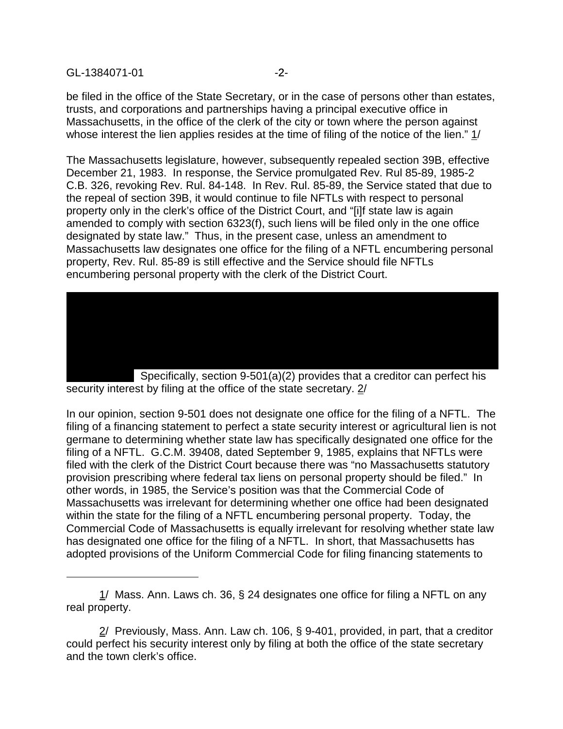be filed in the office of the State Secretary, or in the case of persons other than estates, trusts, and corporations and partnerships having a principal executive office in Massachusetts, in the office of the clerk of the city or town where the person against whose interest the lien applies resides at the time of filing of the notice of the lien." 1/

The Massachusetts legislature, however, subsequently repealed section 39B, effective December 21, 1983. In response, the Service promulgated Rev. Rul 85-89, 1985-2 C.B. 326, revoking Rev. Rul. 84-148. In Rev. Rul. 85-89, the Service stated that due to the repeal of section 39B, it would continue to file NFTLs with respect to personal property only in the clerk's office of the District Court, and "[i]f state law is again amended to comply with section 6323(f), such liens will be filed only in the one office designated by state law." Thus, in the present case, unless an amendment to Massachusetts law designates one office for the filing of a NFTL encumbering personal property, Rev. Rul. 85-89 is still effective and the Service should file NFTLs encumbering personal property with the clerk of the District Court.

Specifically, section 9-501(a)(2) provides that a creditor can perfect his security interest by filing at the office of the state secretary. 2/

In our opinion, section 9-501 does not designate one office for the filing of a NFTL. The filing of a financing statement to perfect a state security interest or agricultural lien is not germane to determining whether state law has specifically designated one office for the filing of a NFTL. G.C.M. 39408, dated September 9, 1985, explains that NFTLs were filed with the clerk of the District Court because there was "no Massachusetts statutory provision prescribing where federal tax liens on personal property should be filed." In other words, in 1985, the Service's position was that the Commercial Code of Massachusetts was irrelevant for determining whether one office had been designated within the state for the filing of a NFTL encumbering personal property. Today, the Commercial Code of Massachusetts is equally irrelevant for resolving whether state law has designated one office for the filing of a NFTL. In short, that Massachusetts has adopted provisions of the Uniform Commercial Code for filing financing statements to

---

1/ Mass. Ann. Laws ch. 36, § 24 designates one office for filing a NFTL on any real property.

2/ Previously, Mass. Ann. Law ch. 106, § 9-401, provided, in part, that a creditor could perfect his security interest only by filing at both the office of the state secretary and the town clerk's office.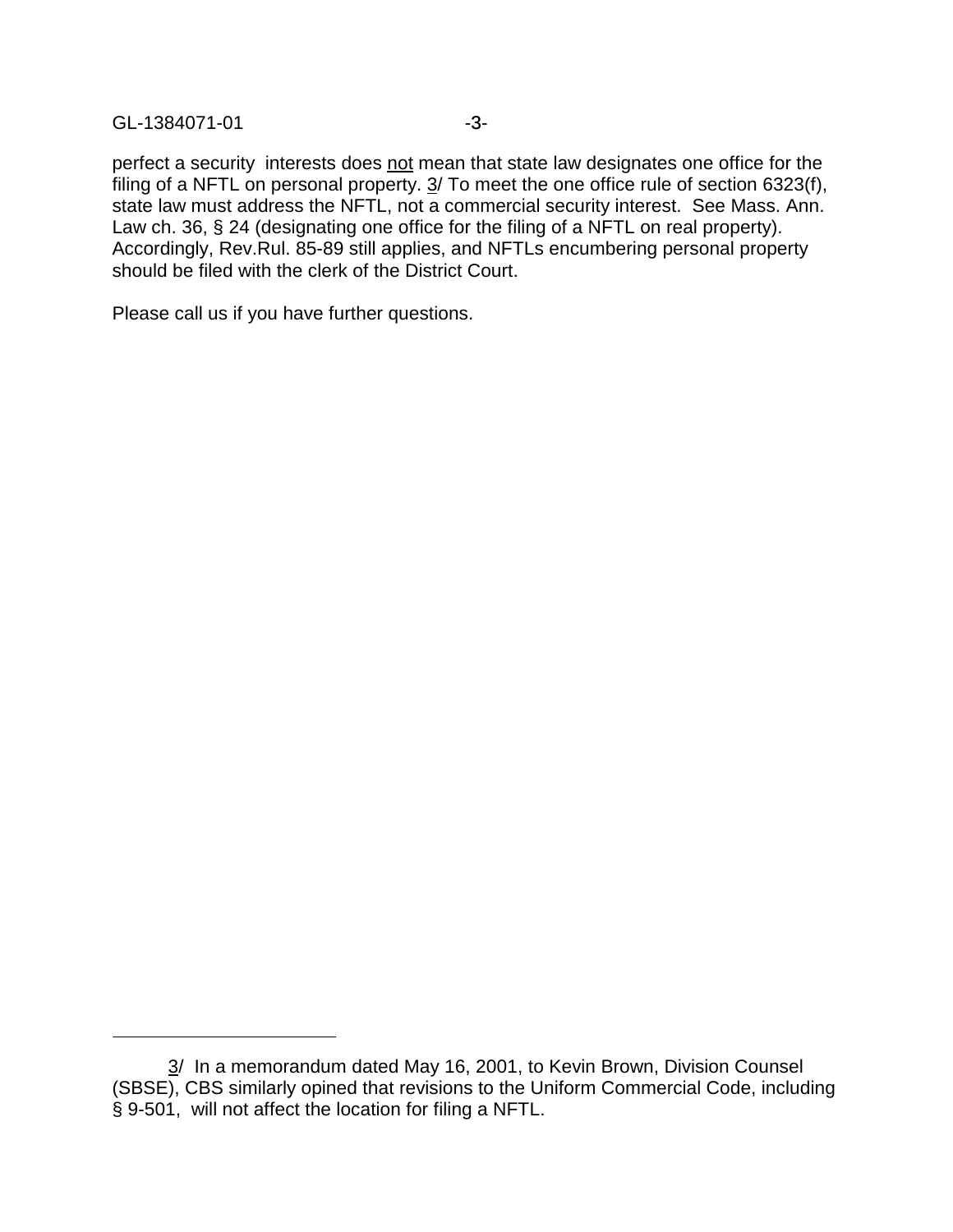perfect a security interests does not mean that state law designates one office for the filing of a NFTL on personal property. 3/ To meet the one office rule of section 6323(f), state law must address the NFTL, not a commercial security interest. See Mass. Ann. Law ch. 36, § 24 (designating one office for the filing of a NFTL on real property). Accordingly, Rev.Rul. 85-89 still applies, and NFTLs encumbering personal property should be filed with the clerk of the District Court.

Please call us if you have further questions.

---

3/ In a memorandum dated May 16, 2001, to Kevin Brown, Division Counsel (SBSE), CBS similarly opined that revisions to the Uniform Commercial Code, including § 9-501, will not affect the location for filing a NFTL.